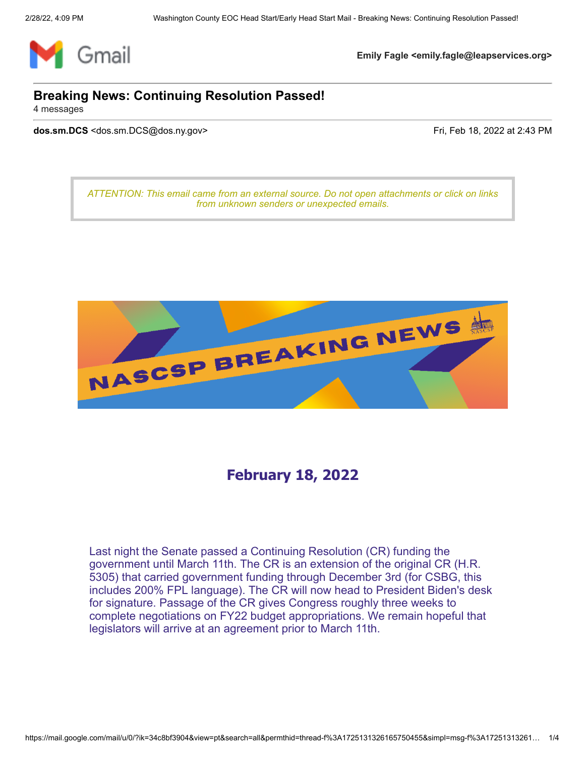Gmail

**Emily Fagle <emily.fagle@leapservices.org>**

## Breaking News: Continuing Resolution Passed!

4 messages

**dos.sm.DCS** <dos.sm.DCS@dos.ny.gov> Fri, Feb 18, 2022 at 2:43 PM

*ATTENTION: This email came from an external source. Do not open attachments or click on links from unknown senders or unexpected emails.*

NASCSP BREAKING NEWS

### February 18, 2022

Last night the Senate passed a Continuing Resolution (CR) funding the government until March 11th. The CR is an extension of the original CR (H.R. 5305) that carried government funding through December 3rd (for CSBG, this includes 200% FPL language). The CR will now head to President Biden's desk for signature. Passage of the CR gives Congress roughly three weeks to complete negotiations on FY22 budget appropriations. We remain hopeful that legislators will arrive at an agreement prior to March 11th.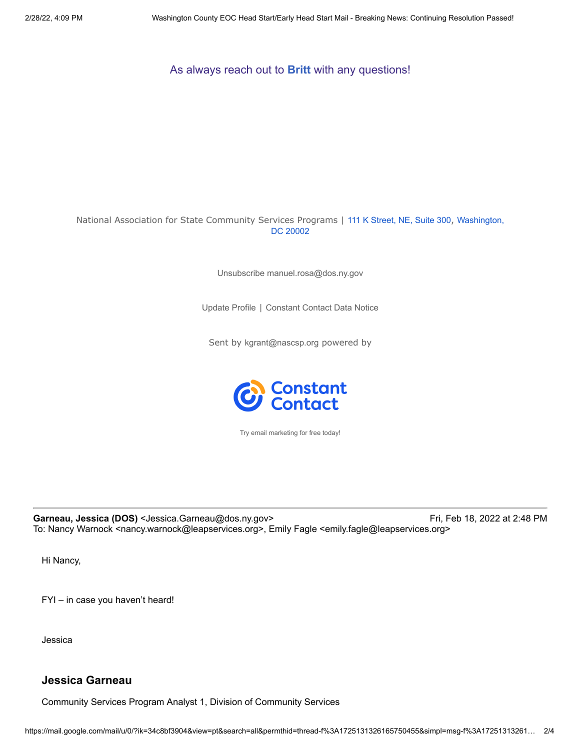As always reach out to **Britt** with any questions!

National Association for State Community Services Programs | 111 K Street, NE, Suite 300, Washington, DC 20002

Unsubscribe manuel.rosa@dos.ny.gov

Update Profile | Constant Contact Data Notice

Sent by kgrant@nascsp.org powered by

Constant Contact

Try email marketing for free today!

---

**Garneau, Jessica (DOS)** <Jessica.Garneau@dos.ny.gov> Fri, Feb 18, 2022 at 2:48 PM
To: Nancy Warnock <nancy.warnock@leapservices.org>, Emily Fagle <emily.fagle@leapservices.org>

Hi Nancy,

FYI – in case you haven't heard!

Jessica

### Jessica Garneau

Community Services Program Analyst 1, Division of Community Services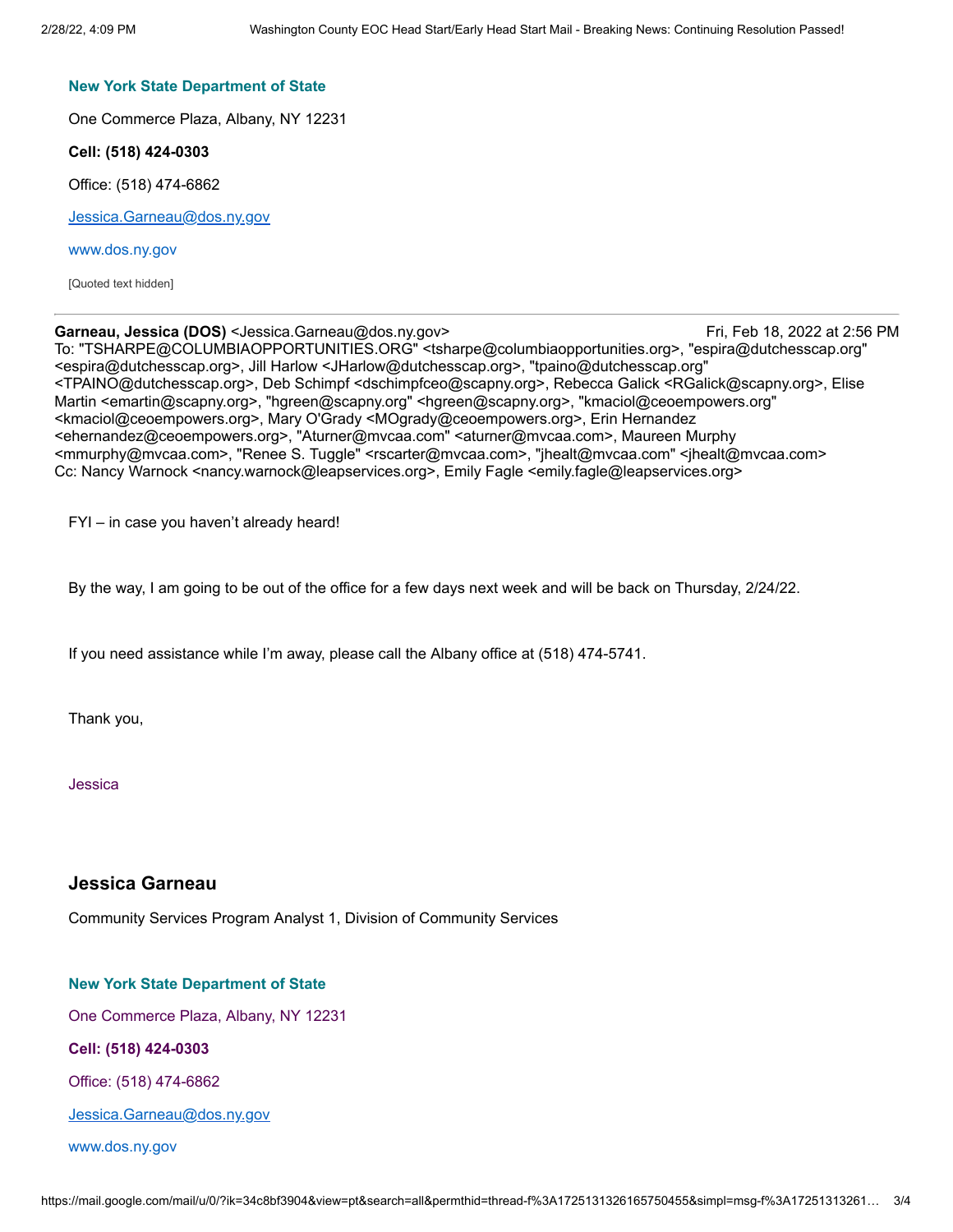**New York State Department of State**

One Commerce Plaza, Albany, NY 12231

**Cell: (518) 424-0303**

Office: (518) 474-6862

Jessica.Garneau@dos.ny.gov

www.dos.ny.gov

[Quoted text hidden]

---

**Garneau, Jessica (DOS)** <Jessica.Garneau@dos.ny.gov> Fri, Feb 18, 2022 at 2:56 PM
To: "TSHARPE@COLUMBIAOPPORTUNITIES.ORG" <tsharpe@columbiaopportunities.org>, "espira@dutchesscap.org" <espira@dutchesscap.org>, Jill Harlow <JHarlow@dutchesscap.org>, "tpaino@dutchesscap.org" <TPAINO@dutchesscap.org>, Deb Schimpf <dschimpfceo@scapny.org>, Rebecca Galick <RGalick@scapny.org>, Elise Martin <emartin@scapny.org>, "hgreen@scapny.org" <hgreen@scapny.org>, "kmaciol@ceoempowers.org" <kmaciol@ceoempowers.org>, Mary O'Grady <MOgrady@ceoempowers.org>, Erin Hernandez <ehernandez@ceoempowers.org>, "Aturner@mvcaa.com" <aturner@mvcaa.com>, Maureen Murphy <mmurphy@mvcaa.com>, "Renee S. Tuggle" <rscarter@mvcaa.com>, "jhealt@mvcaa.com" <jhealt@mvcaa.com>
Cc: Nancy Warnock <nancy.warnock@leapservices.org>, Emily Fagle <emily.fagle@leapservices.org>

FYI – in case you haven't already heard!

By the way, I am going to be out of the office for a few days next week and will be back on Thursday, 2/24/22.

If you need assistance while I'm away, please call the Albany office at (518) 474-5741.

Thank you,

Jessica

### Jessica Garneau

Community Services Program Analyst 1, Division of Community Services

**New York State Department of State**

One Commerce Plaza, Albany, NY 12231

**Cell: (518) 424-0303**

Office: (518) 474-6862

Jessica.Garneau@dos.ny.gov

www.dos.ny.gov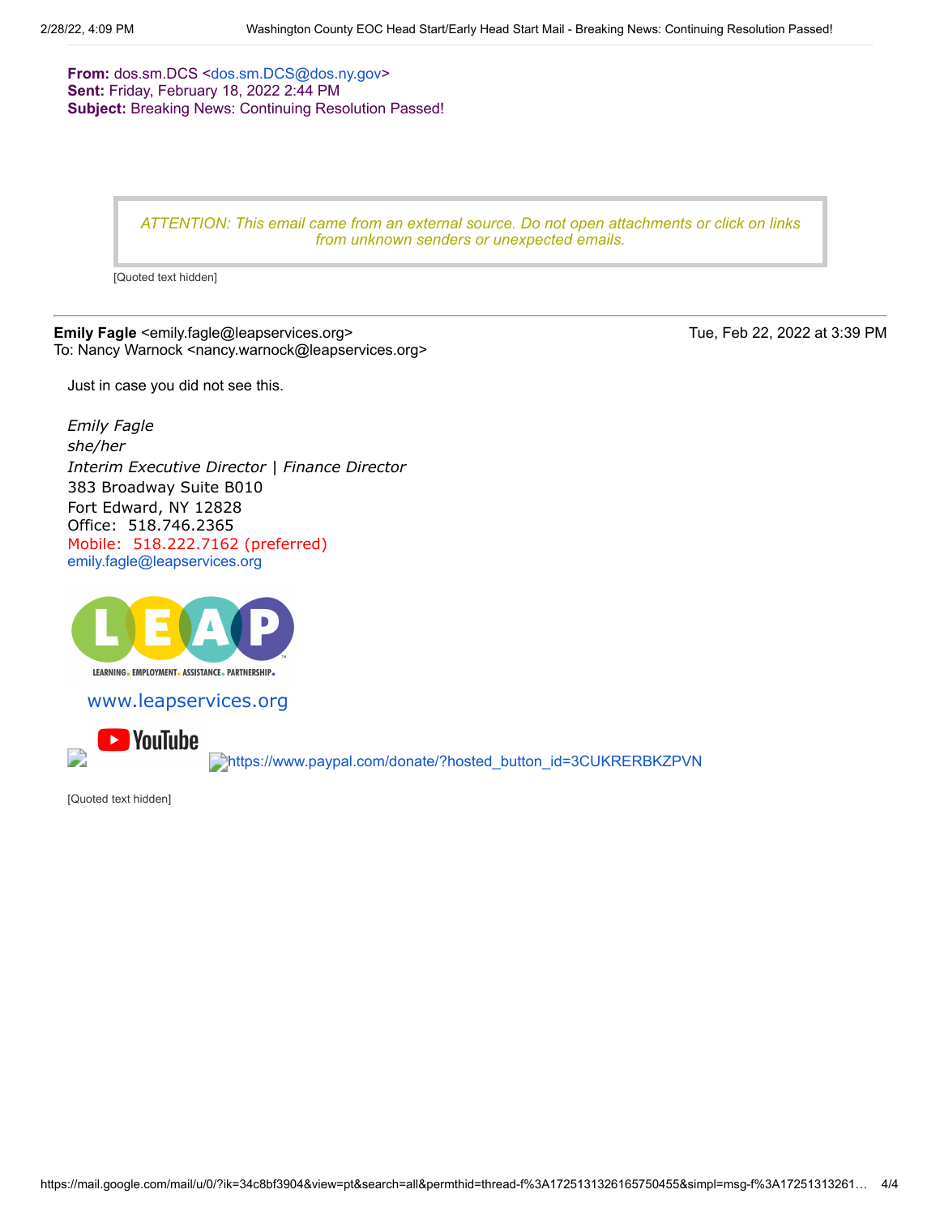**From:** dos.sm.DCS <dos.sm.DCS@dos.ny.gov>
**Sent:** Friday, February 18, 2022 2:44 PM
**Subject:** Breaking News: Continuing Resolution Passed!

*ATTENTION: This email came from an external source. Do not open attachments or click on links from unknown senders or unexpected emails.*

[Quoted text hidden]

---

**Emily Fagle** <emily.fagle@leapservices.org> Tue, Feb 22, 2022 at 3:39 PM
To: Nancy Warnock <nancy.warnock@leapservices.org>

Just in case you did not see this.

*Emily Fagle*
*she/her*
*Interim Executive Director | Finance Director*
383 Broadway Suite B010
Fort Edward, NY 12828
Office: 518.746.2365
Mobile: 518.222.7162 (preferred)
emily.fagle@leapservices.org

LEAP
LEARNING. EMPLOYMENT. ASSISTANCE. PARTNERSHIP.

www.leapservices.org

YouTube https://www.paypal.com/donate/?hosted_button_id=3CUKRERBKZPVN

[Quoted text hidden]